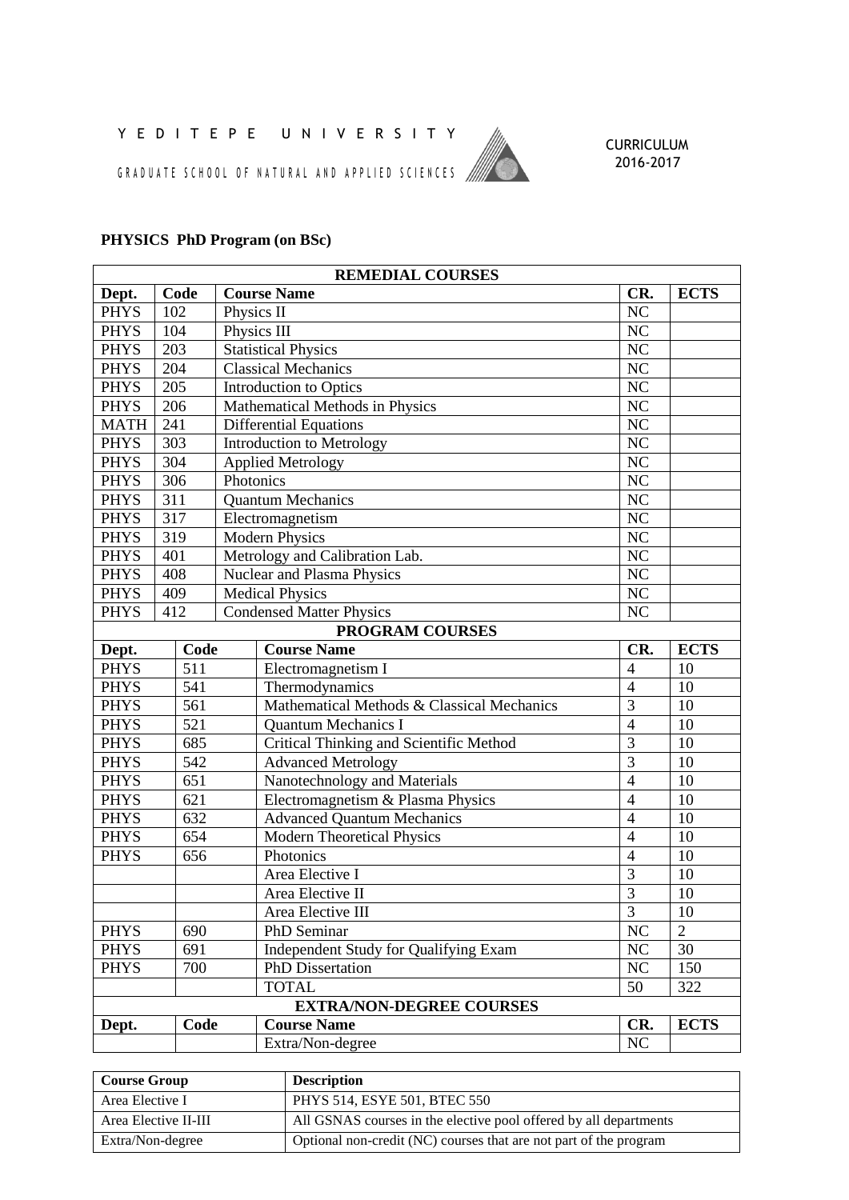YEDITEPE UNIVERSITY

GRADUATE SCHOOL OF NATURAL AND APPLIED SCIENCES

CURRICULUM
2016-2017

**PHYSICS PhD Program (on BSc)**

| **REMEDIAL COURSES** | | | | |
|---|---|---|---|---|
| **Dept.** | **Code** | **Course Name** | **CR.** | **ECTS** |
| PHYS | 102 | Physics II | NC | |
| PHYS | 104 | Physics III | NC | |
| PHYS | 203 | Statistical Physics | NC | |
| PHYS | 204 | Classical Mechanics | NC | |
| PHYS | 205 | Introduction to Optics | NC | |
| PHYS | 206 | Mathematical Methods in Physics | NC | |
| MATH | 241 | Differential Equations | NC | |
| PHYS | 303 | Introduction to Metrology | NC | |
| PHYS | 304 | Applied Metrology | NC | |
| PHYS | 306 | Photonics | NC | |
| PHYS | 311 | Quantum Mechanics | NC | |
| PHYS | 317 | Electromagnetism | NC | |
| PHYS | 319 | Modern Physics | NC | |
| PHYS | 401 | Metrology and Calibration Lab. | NC | |
| PHYS | 408 | Nuclear and Plasma Physics | NC | |
| PHYS | 409 | Medical Physics | NC | |
| PHYS | 412 | Condensed Matter Physics | NC | |
| **PROGRAM COURSES** | | | | |
| **Dept.** | **Code** | **Course Name** | **CR.** | **ECTS** |
| PHYS | 511 | Electromagnetism I | 4 | 10 |
| PHYS | 541 | Thermodynamics | 4 | 10 |
| PHYS | 561 | Mathematical Methods & Classical Mechanics | 3 | 10 |
| PHYS | 521 | Quantum Mechanics I | 4 | 10 |
| PHYS | 685 | Critical Thinking and Scientific Method | 3 | 10 |
| PHYS | 542 | Advanced Metrology | 3 | 10 |
| PHYS | 651 | Nanotechnology and Materials | 4 | 10 |
| PHYS | 621 | Electromagnetism & Plasma Physics | 4 | 10 |
| PHYS | 632 | Advanced Quantum Mechanics | 4 | 10 |
| PHYS | 654 | Modern Theoretical Physics | 4 | 10 |
| PHYS | 656 | Photonics | 4 | 10 |
| | | Area Elective I | 3 | 10 |
| | | Area Elective II | 3 | 10 |
| | | Area Elective III | 3 | 10 |
| PHYS | 690 | PhD Seminar | NC | 2 |
| PHYS | 691 | Independent Study for Qualifying Exam | NC | 30 |
| PHYS | 700 | PhD Dissertation | NC | 150 |
| | | TOTAL | 50 | 322 |
| **EXTRA/NON-DEGREE COURSES** | | | | |
| **Dept.** | **Code** | **Course Name** | **CR.** | **ECTS** |
| | | Extra/Non-degree | NC | |

| **Course Group** | **Description** |
|---|---|
| Area Elective I | PHYS 514, ESYE 501, BTEC 550 |
| Area Elective II-III | All GSNAS courses in the elective pool offered by all departments |
| Extra/Non-degree | Optional non-credit (NC) courses that are not part of the program |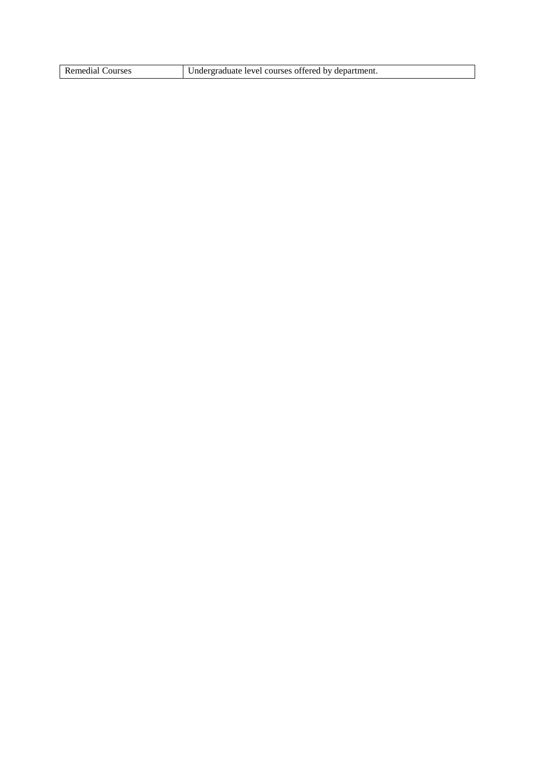| | |
|---|---|
| Remedial Courses | Undergraduate level courses offered by department. |